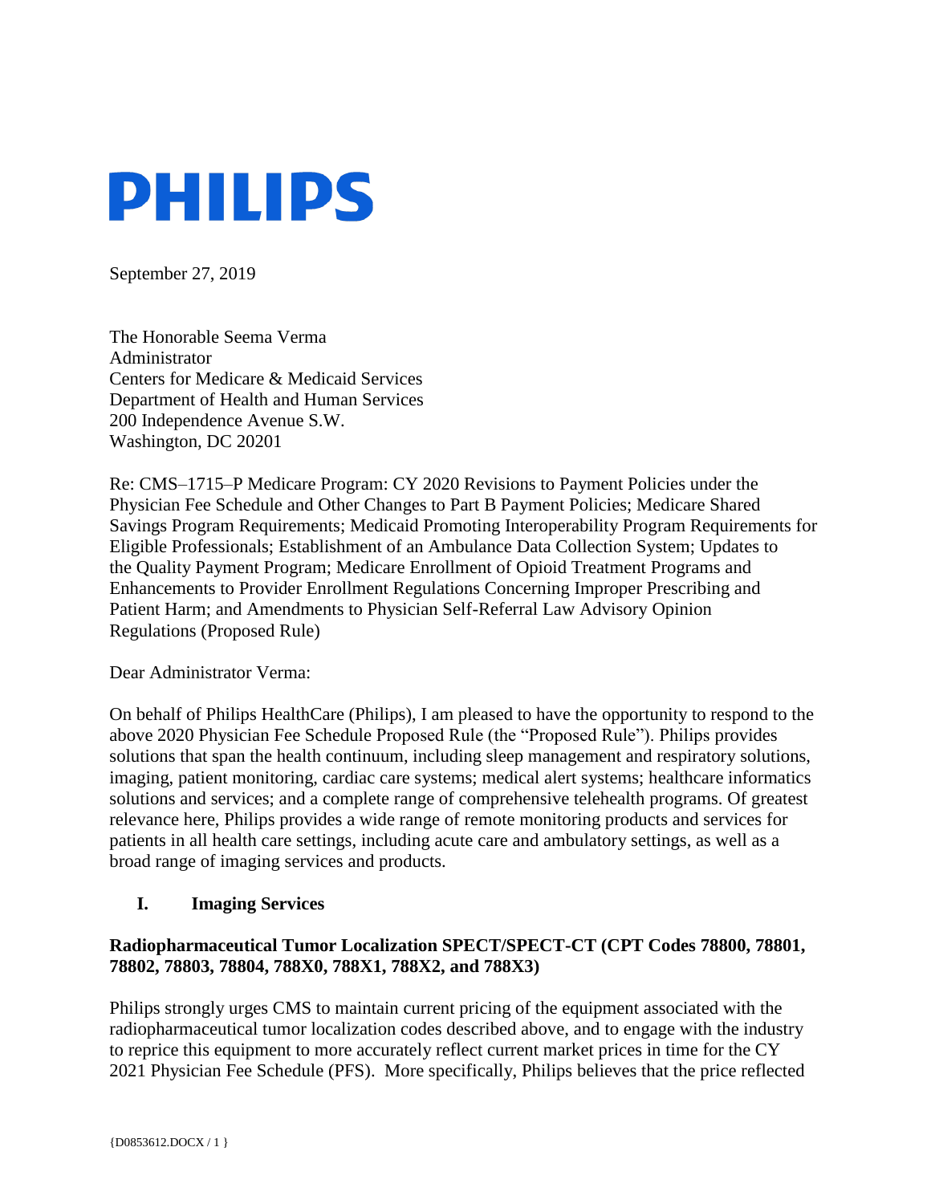# PHILIPS

September 27, 2019

The Honorable Seema Verma
Administrator
Centers for Medicare & Medicaid Services
Department of Health and Human Services
200 Independence Avenue S.W.
Washington, DC 20201

Re: CMS–1715–P Medicare Program: CY 2020 Revisions to Payment Policies under the Physician Fee Schedule and Other Changes to Part B Payment Policies; Medicare Shared Savings Program Requirements; Medicaid Promoting Interoperability Program Requirements for Eligible Professionals; Establishment of an Ambulance Data Collection System; Updates to the Quality Payment Program; Medicare Enrollment of Opioid Treatment Programs and Enhancements to Provider Enrollment Regulations Concerning Improper Prescribing and Patient Harm; and Amendments to Physician Self-Referral Law Advisory Opinion Regulations (Proposed Rule)

Dear Administrator Verma:

On behalf of Philips HealthCare (Philips), I am pleased to have the opportunity to respond to the above 2020 Physician Fee Schedule Proposed Rule (the "Proposed Rule"). Philips provides solutions that span the health continuum, including sleep management and respiratory solutions, imaging, patient monitoring, cardiac care systems; medical alert systems; healthcare informatics solutions and services; and a complete range of comprehensive telehealth programs. Of greatest relevance here, Philips provides a wide range of remote monitoring products and services for patients in all health care settings, including acute care and ambulatory settings, as well as a broad range of imaging services and products.

## I. Imaging Services

**Radiopharmaceutical Tumor Localization SPECT/SPECT-CT (CPT Codes 78800, 78801, 78802, 78803, 78804, 788X0, 788X1, 788X2, and 788X3)**

Philips strongly urges CMS to maintain current pricing of the equipment associated with the radiopharmaceutical tumor localization codes described above, and to engage with the industry to reprice this equipment to more accurately reflect current market prices in time for the CY 2021 Physician Fee Schedule (PFS). More specifically, Philips believes that the price reflected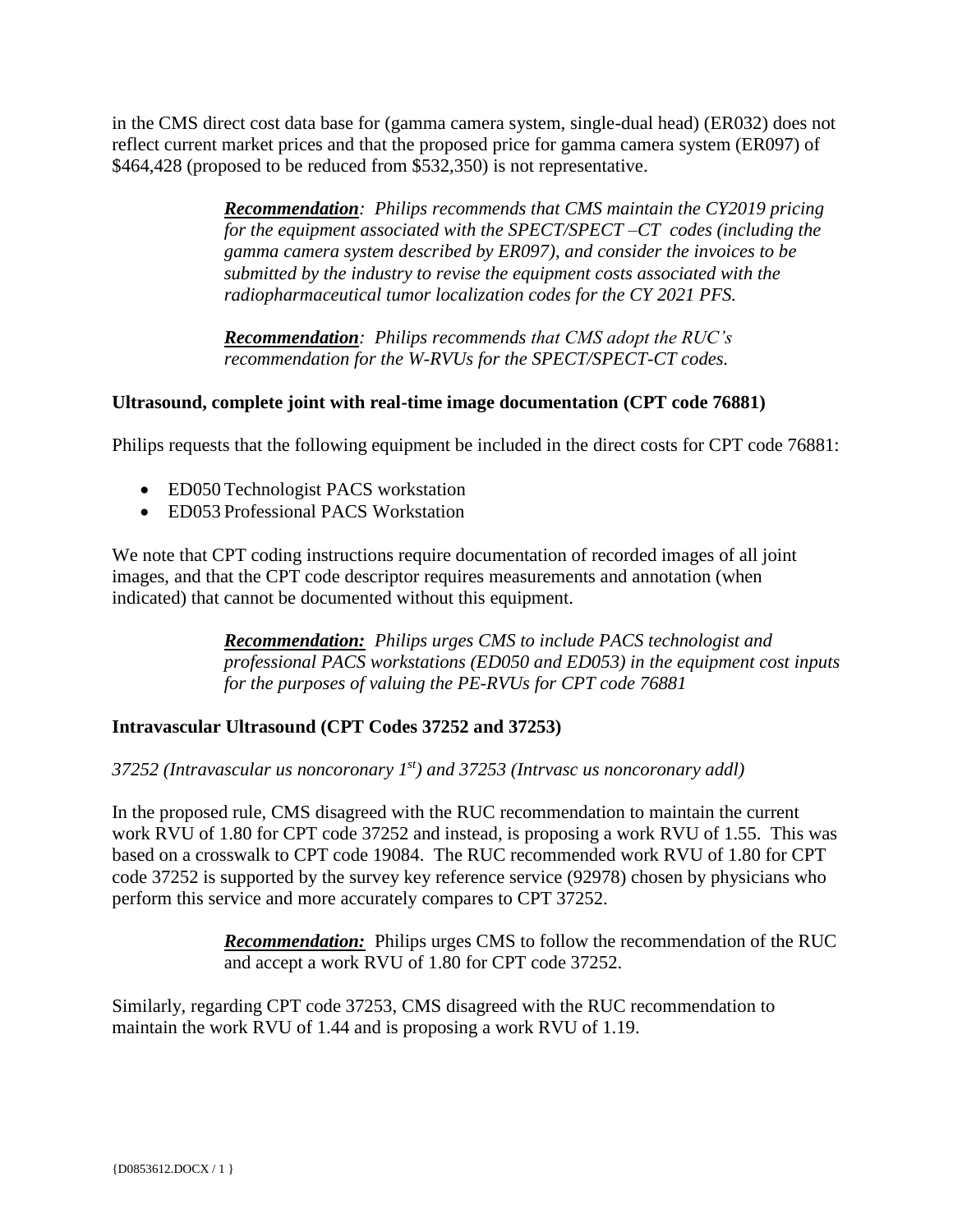in the CMS direct cost data base for (gamma camera system, single-dual head) (ER032) does not reflect current market prices and that the proposed price for gamma camera system (ER097) of $464,428 (proposed to be reduced from $532,350) is not representative.

> ***Recommendation**: Philips recommends that CMS maintain the CY2019 pricing for the equipment associated with the SPECT/SPECT –CT codes (including the gamma camera system described by ER097), and consider the invoices to be submitted by the industry to revise the equipment costs associated with the radiopharmaceutical tumor localization codes for the CY 2021 PFS.*

> ***Recommendation**: Philips recommends that CMS adopt the RUC's recommendation for the W-RVUs for the SPECT/SPECT-CT codes.*

**Ultrasound, complete joint with real-time image documentation (CPT code 76881)**

Philips requests that the following equipment be included in the direct costs for CPT code 76881:

- ED050 Technologist PACS workstation
- ED053 Professional PACS Workstation

We note that CPT coding instructions require documentation of recorded images of all joint images, and that the CPT code descriptor requires measurements and annotation (when indicated) that cannot be documented without this equipment.

> ***Recommendation:** Philips urges CMS to include PACS technologist and professional PACS workstations (ED050 and ED053) in the equipment cost inputs for the purposes of valuing the PE-RVUs for CPT code 76881*

**Intravascular Ultrasound (CPT Codes 37252 and 37253)**

*37252 (Intravascular us noncoronary 1st) and 37253 (Intrvasc us noncoronary addl)*

In the proposed rule, CMS disagreed with the RUC recommendation to maintain the current work RVU of 1.80 for CPT code 37252 and instead, is proposing a work RVU of 1.55. This was based on a crosswalk to CPT code 19084. The RUC recommended work RVU of 1.80 for CPT code 37252 is supported by the survey key reference service (92978) chosen by physicians who perform this service and more accurately compares to CPT 37252.

> ***Recommendation:*** Philips urges CMS to follow the recommendation of the RUC and accept a work RVU of 1.80 for CPT code 37252.

Similarly, regarding CPT code 37253, CMS disagreed with the RUC recommendation to maintain the work RVU of 1.44 and is proposing a work RVU of 1.19.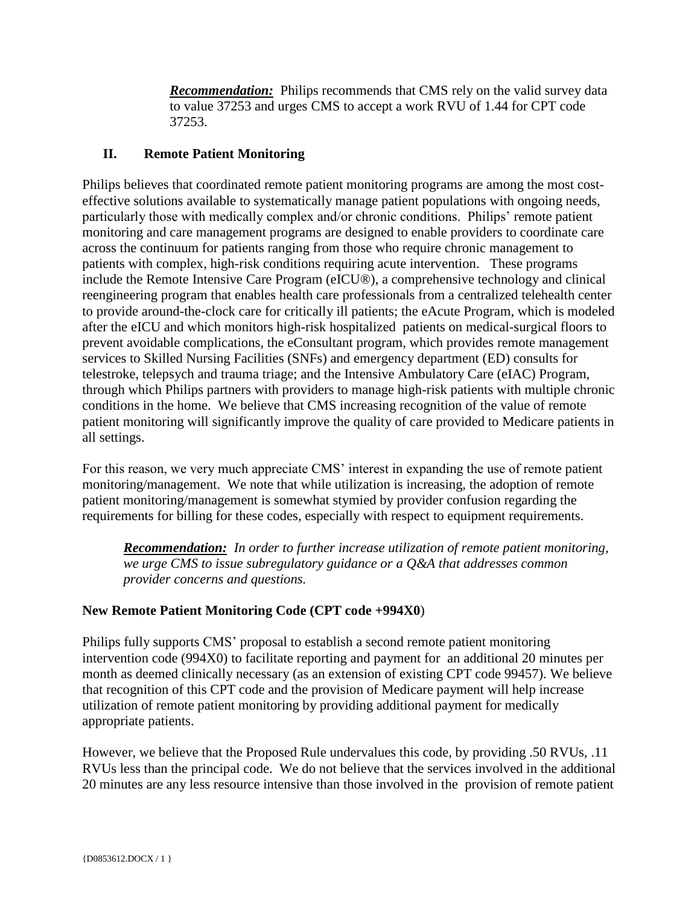***Recommendation:*** Philips recommends that CMS rely on the valid survey data to value 37253 and urges CMS to accept a work RVU of 1.44 for CPT code 37253.

## II. Remote Patient Monitoring

Philips believes that coordinated remote patient monitoring programs are among the most cost-effective solutions available to systematically manage patient populations with ongoing needs, particularly those with medically complex and/or chronic conditions. Philips' remote patient monitoring and care management programs are designed to enable providers to coordinate care across the continuum for patients ranging from those who require chronic management to patients with complex, high-risk conditions requiring acute intervention. These programs include the Remote Intensive Care Program (eICU®), a comprehensive technology and clinical reengineering program that enables health care professionals from a centralized telehealth center to provide around-the-clock care for critically ill patients; the eAcute Program, which is modeled after the eICU and which monitors high-risk hospitalized patients on medical-surgical floors to prevent avoidable complications, the eConsultant program, which provides remote management services to Skilled Nursing Facilities (SNFs) and emergency department (ED) consults for telestroke, telepsych and trauma triage; and the Intensive Ambulatory Care (eIAC) Program, through which Philips partners with providers to manage high-risk patients with multiple chronic conditions in the home. We believe that CMS increasing recognition of the value of remote patient monitoring will significantly improve the quality of care provided to Medicare patients in all settings.

For this reason, we very much appreciate CMS' interest in expanding the use of remote patient monitoring/management. We note that while utilization is increasing, the adoption of remote patient monitoring/management is somewhat stymied by provider confusion regarding the requirements for billing for these codes, especially with respect to equipment requirements.

***Recommendation:*** *In order to further increase utilization of remote patient monitoring, we urge CMS to issue subregulatory guidance or a Q&A that addresses common provider concerns and questions.*

### New Remote Patient Monitoring Code (CPT code +994X0)

Philips fully supports CMS' proposal to establish a second remote patient monitoring intervention code (994X0) to facilitate reporting and payment for an additional 20 minutes per month as deemed clinically necessary (as an extension of existing CPT code 99457). We believe that recognition of this CPT code and the provision of Medicare payment will help increase utilization of remote patient monitoring by providing additional payment for medically appropriate patients.

However, we believe that the Proposed Rule undervalues this code, by providing .50 RVUs, .11 RVUs less than the principal code. We do not believe that the services involved in the additional 20 minutes are any less resource intensive than those involved in the provision of remote patient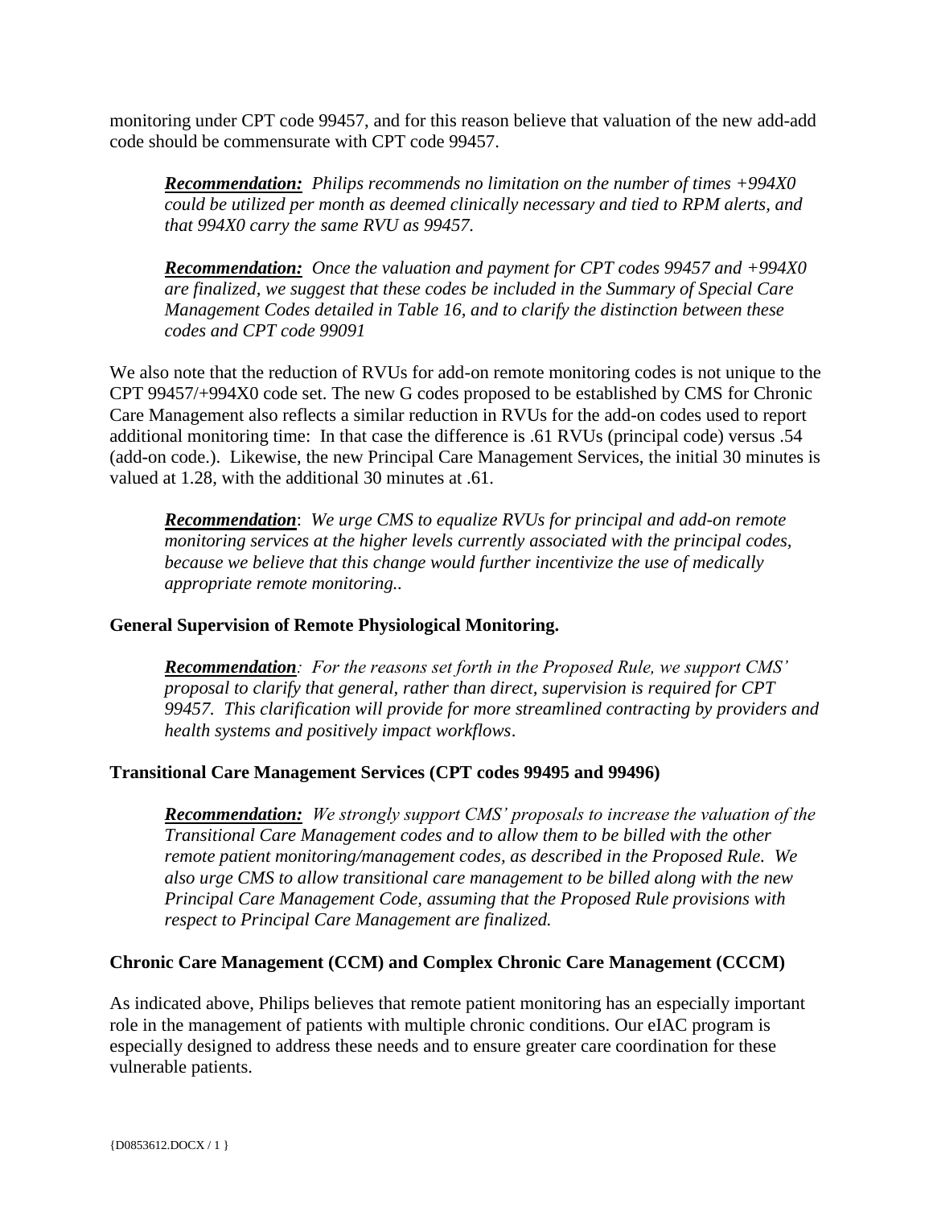monitoring under CPT code 99457, and for this reason believe that valuation of the new add-add code should be commensurate with CPT code 99457.

> ***Recommendation:*** *Philips recommends no limitation on the number of times +994X0 could be utilized per month as deemed clinically necessary and tied to RPM alerts, and that 994X0 carry the same RVU as 99457.*

> ***Recommendation:*** *Once the valuation and payment for CPT codes 99457 and +994X0 are finalized, we suggest that these codes be included in the Summary of Special Care Management Codes detailed in Table 16, and to clarify the distinction between these codes and CPT code 99091*

We also note that the reduction of RVUs for add-on remote monitoring codes is not unique to the CPT 99457/+994X0 code set. The new G codes proposed to be established by CMS for Chronic Care Management also reflects a similar reduction in RVUs for the add-on codes used to report additional monitoring time: In that case the difference is .61 RVUs (principal code) versus .54 (add-on code.). Likewise, the new Principal Care Management Services, the initial 30 minutes is valued at 1.28, with the additional 30 minutes at .61.

> ***Recommendation***: *We urge CMS to equalize RVUs for principal and add-on remote monitoring services at the higher levels currently associated with the principal codes, because we believe that this change would further incentivize the use of medically appropriate remote monitoring..*

**General Supervision of Remote Physiological Monitoring.**

> ***Recommendation****: For the reasons set forth in the Proposed Rule, we support CMS' proposal to clarify that general, rather than direct, supervision is required for CPT 99457. This clarification will provide for more streamlined contracting by providers and health systems and positively impact workflows*.

**Transitional Care Management Services (CPT codes 99495 and 99496)**

> ***Recommendation:*** *We strongly support CMS' proposals to increase the valuation of the Transitional Care Management codes and to allow them to be billed with the other remote patient monitoring/management codes, as described in the Proposed Rule. We also urge CMS to allow transitional care management to be billed along with the new Principal Care Management Code, assuming that the Proposed Rule provisions with respect to Principal Care Management are finalized.*

**Chronic Care Management (CCM) and Complex Chronic Care Management (CCCM)**

As indicated above, Philips believes that remote patient monitoring has an especially important role in the management of patients with multiple chronic conditions. Our eIAC program is especially designed to address these needs and to ensure greater care coordination for these vulnerable patients.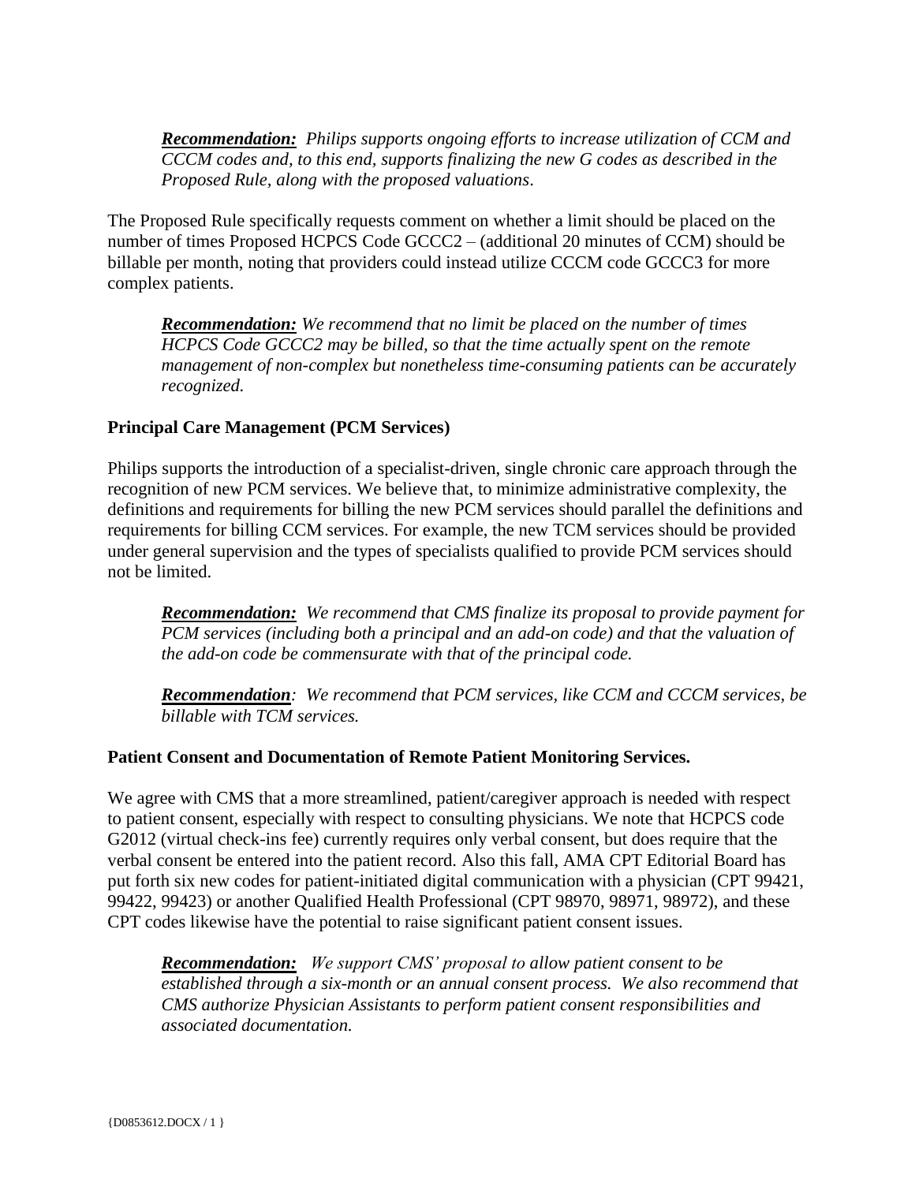***Recommendation:*** *Philips supports ongoing efforts to increase utilization of CCM and CCCM codes and, to this end, supports finalizing the new G codes as described in the Proposed Rule, along with the proposed valuations*.

The Proposed Rule specifically requests comment on whether a limit should be placed on the number of times Proposed HCPCS Code GCCC2 – (additional 20 minutes of CCM) should be billable per month, noting that providers could instead utilize CCCM code GCCC3 for more complex patients.

***Recommendation:*** *We recommend that no limit be placed on the number of times HCPCS Code GCCC2 may be billed, so that the time actually spent on the remote management of non-complex but nonetheless time-consuming patients can be accurately recognized.*

**Principal Care Management (PCM Services)**

Philips supports the introduction of a specialist-driven, single chronic care approach through the recognition of new PCM services. We believe that, to minimize administrative complexity, the definitions and requirements for billing the new PCM services should parallel the definitions and requirements for billing CCM services. For example, the new TCM services should be provided under general supervision and the types of specialists qualified to provide PCM services should not be limited.

***Recommendation:*** *We recommend that CMS finalize its proposal to provide payment for PCM services (including both a principal and an add-on code) and that the valuation of the add-on code be commensurate with that of the principal code.*

***Recommendation****: We recommend that PCM services, like CCM and CCCM services, be billable with TCM services.*

**Patient Consent and Documentation of Remote Patient Monitoring Services.**

We agree with CMS that a more streamlined, patient/caregiver approach is needed with respect to patient consent, especially with respect to consulting physicians. We note that HCPCS code G2012 (virtual check-ins fee) currently requires only verbal consent, but does require that the verbal consent be entered into the patient record. Also this fall, AMA CPT Editorial Board has put forth six new codes for patient-initiated digital communication with a physician (CPT 99421, 99422, 99423) or another Qualified Health Professional (CPT 98970, 98971, 98972), and these CPT codes likewise have the potential to raise significant patient consent issues.

***Recommendation:*** *We support CMS' proposal to allow patient consent to be established through a six-month or an annual consent process. We also recommend that CMS authorize Physician Assistants to perform patient consent responsibilities and associated documentation.*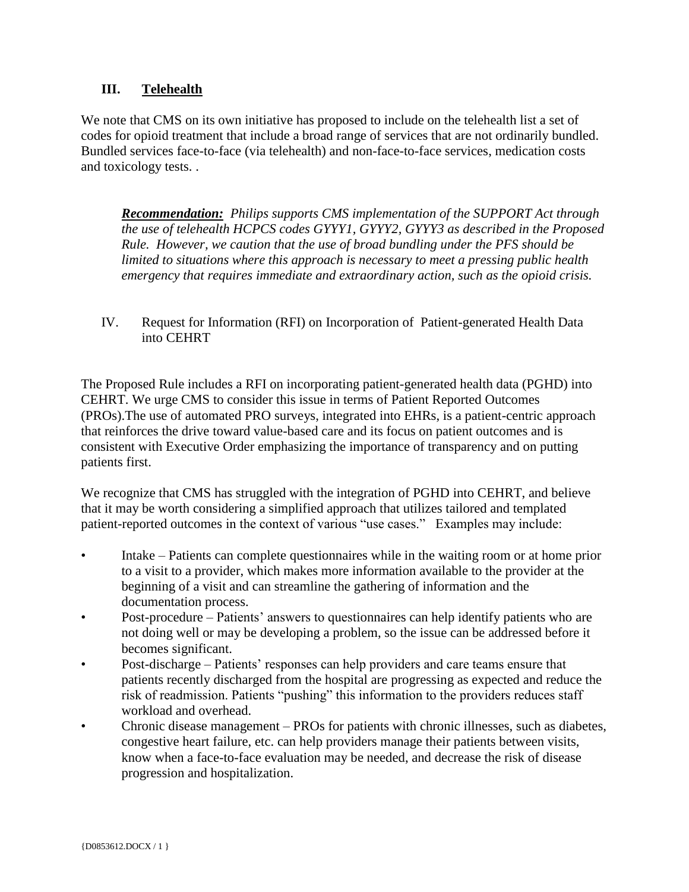## III. Telehealth

We note that CMS on its own initiative has proposed to include on the telehealth list a set of codes for opioid treatment that include a broad range of services that are not ordinarily bundled. Bundled services face-to-face (via telehealth) and non-face-to-face services, medication costs and toxicology tests. .

> ***Recommendation:*** *Philips supports CMS implementation of the SUPPORT Act through the use of telehealth HCPCS codes GYYY1, GYYY2, GYYY3 as described in the Proposed Rule. However, we caution that the use of broad bundling under the PFS should be limited to situations where this approach is necessary to meet a pressing public health emergency that requires immediate and extraordinary action, such as the opioid crisis.*

## IV. Request for Information (RFI) on Incorporation of Patient-generated Health Data into CEHRT

The Proposed Rule includes a RFI on incorporating patient-generated health data (PGHD) into CEHRT. We urge CMS to consider this issue in terms of Patient Reported Outcomes (PROs).The use of automated PRO surveys, integrated into EHRs, is a patient-centric approach that reinforces the drive toward value-based care and its focus on patient outcomes and is consistent with Executive Order emphasizing the importance of transparency and on putting patients first.

We recognize that CMS has struggled with the integration of PGHD into CEHRT, and believe that it may be worth considering a simplified approach that utilizes tailored and templated patient-reported outcomes in the context of various "use cases." Examples may include:

- Intake – Patients can complete questionnaires while in the waiting room or at home prior to a visit to a provider, which makes more information available to the provider at the beginning of a visit and can streamline the gathering of information and the documentation process.
- Post-procedure – Patients' answers to questionnaires can help identify patients who are not doing well or may be developing a problem, so the issue can be addressed before it becomes significant.
- Post-discharge – Patients' responses can help providers and care teams ensure that patients recently discharged from the hospital are progressing as expected and reduce the risk of readmission. Patients "pushing" this information to the providers reduces staff workload and overhead.
- Chronic disease management – PROs for patients with chronic illnesses, such as diabetes, congestive heart failure, etc. can help providers manage their patients between visits, know when a face-to-face evaluation may be needed, and decrease the risk of disease progression and hospitalization.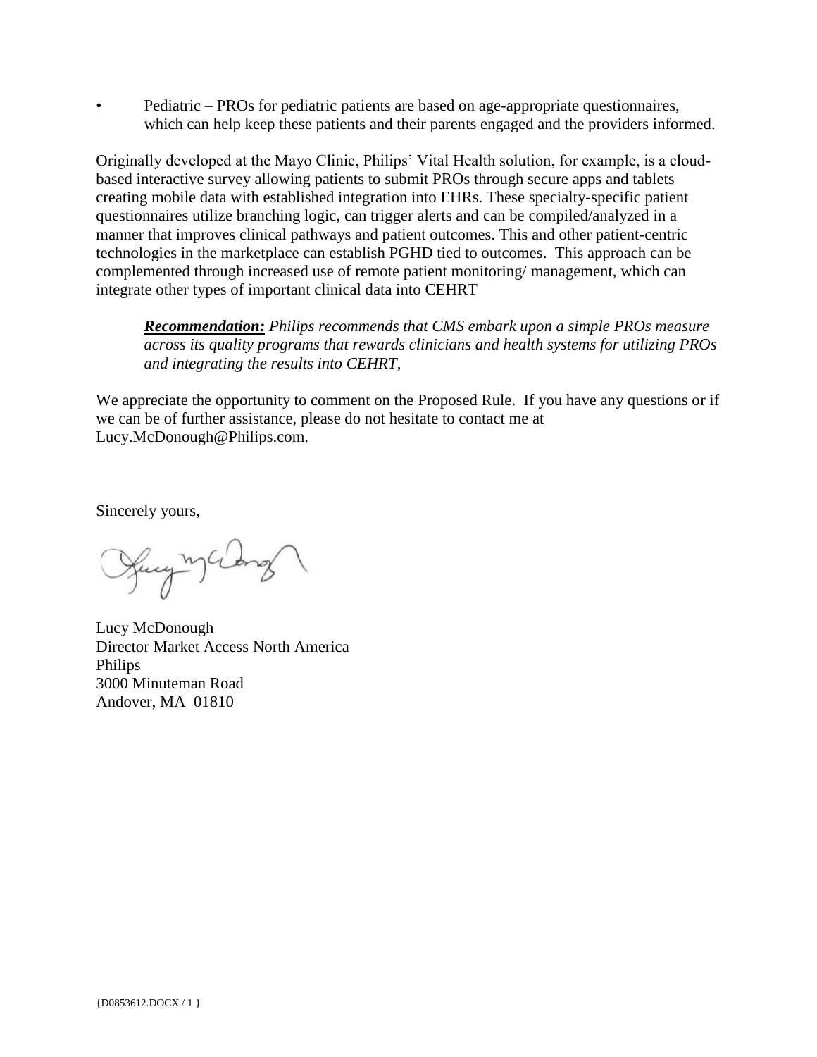- Pediatric – PROs for pediatric patients are based on age-appropriate questionnaires, which can help keep these patients and their parents engaged and the providers informed.

Originally developed at the Mayo Clinic, Philips' Vital Health solution, for example, is a cloud-based interactive survey allowing patients to submit PROs through secure apps and tablets creating mobile data with established integration into EHRs. These specialty-specific patient questionnaires utilize branching logic, can trigger alerts and can be compiled/analyzed in a manner that improves clinical pathways and patient outcomes. This and other patient-centric technologies in the marketplace can establish PGHD tied to outcomes. This approach can be complemented through increased use of remote patient monitoring/ management, which can integrate other types of important clinical data into CEHRT

> ***Recommendation:*** *Philips recommends that CMS embark upon a simple PROs measure across its quality programs that rewards clinicians and health systems for utilizing PROs and integrating the results into CEHRT,*

We appreciate the opportunity to comment on the Proposed Rule. If you have any questions or if we can be of further assistance, please do not hesitate to contact me at Lucy.McDonough@Philips.com.

Sincerely yours,

Lucy McDonough
Director Market Access North America
Philips
3000 Minuteman Road
Andover, MA 01810